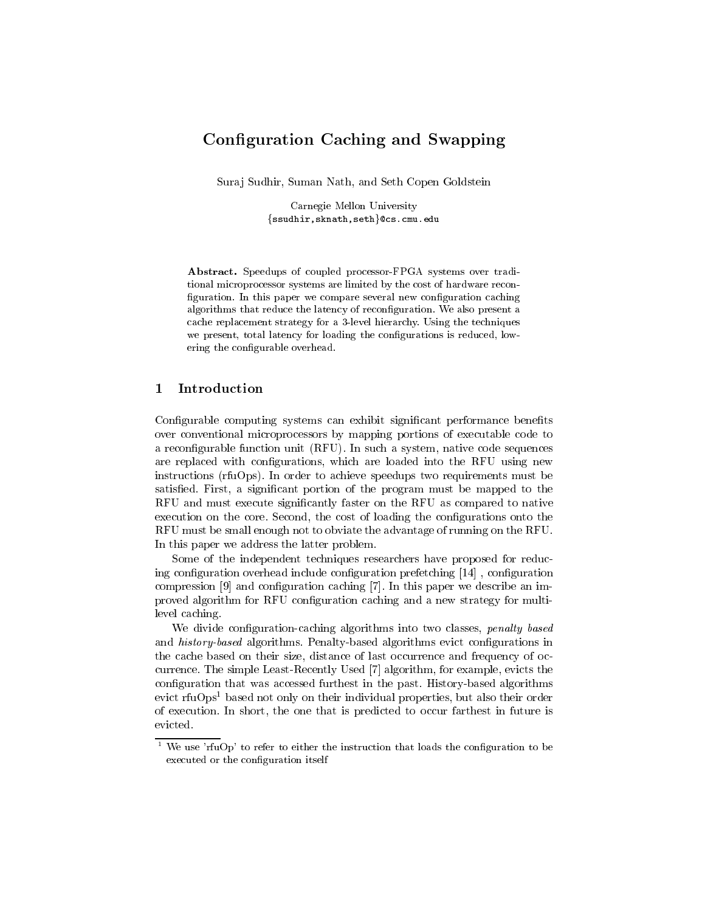# Configuration Caching and Swapping

Suraj Sudhir, Suman Nath, and Seth Copen Goldstein

Carnegie Mellon University
{ssudhir,sknath,seth}@cs.cmu.edu

**Abstract.** Speedups of coupled processor-FPGA systems over traditional microprocessor systems are limited by the cost of hardware reconfiguration. In this paper we compare several new configuration caching algorithms that reduce the latency of reconfiguration. We also present a cache replacement strategy for a 3-level hierarchy. Using the techniques we present, total latency for loading the configurations is reduced, lowering the configurable overhead.

## 1 Introduction

Configurable computing systems can exhibit significant performance benefits over conventional microprocessors by mapping portions of executable code to a reconfigurable function unit (RFU). In such a system, native code sequences are replaced with configurations, which are loaded into the RFU using new instructions (rfuOps). In order to achieve speedups two requirements must be satisfied. First, a significant portion of the program must be mapped to the RFU and must execute significantly faster on the RFU as compared to native execution on the core. Second, the cost of loading the configurations onto the RFU must be small enough not to obviate the advantage of running on the RFU. In this paper we address the latter problem.

Some of the independent techniques researchers have proposed for reducing configuration overhead include configuration prefetching [14] , configuration compression [9] and configuration caching [7]. In this paper we describe an improved algorithm for RFU configuration caching and a new strategy for multi-level caching.

We divide configuration-caching algorithms into two classes, *penalty based* and *history-based* algorithms. Penalty-based algorithms evict configurations in the cache based on their size, distance of last occurrence and frequency of occurrence. The simple Least-Recently Used [7] algorithm, for example, evicts the configuration that was accessed furthest in the past. History-based algorithms evict rfuOps[1] based not only on their individual properties, but also their order of execution. In short, the one that is predicted to occur farthest in future is evicted.

[1] We use 'rfuOp' to refer to either the instruction that loads the configuration to be executed or the configuration itself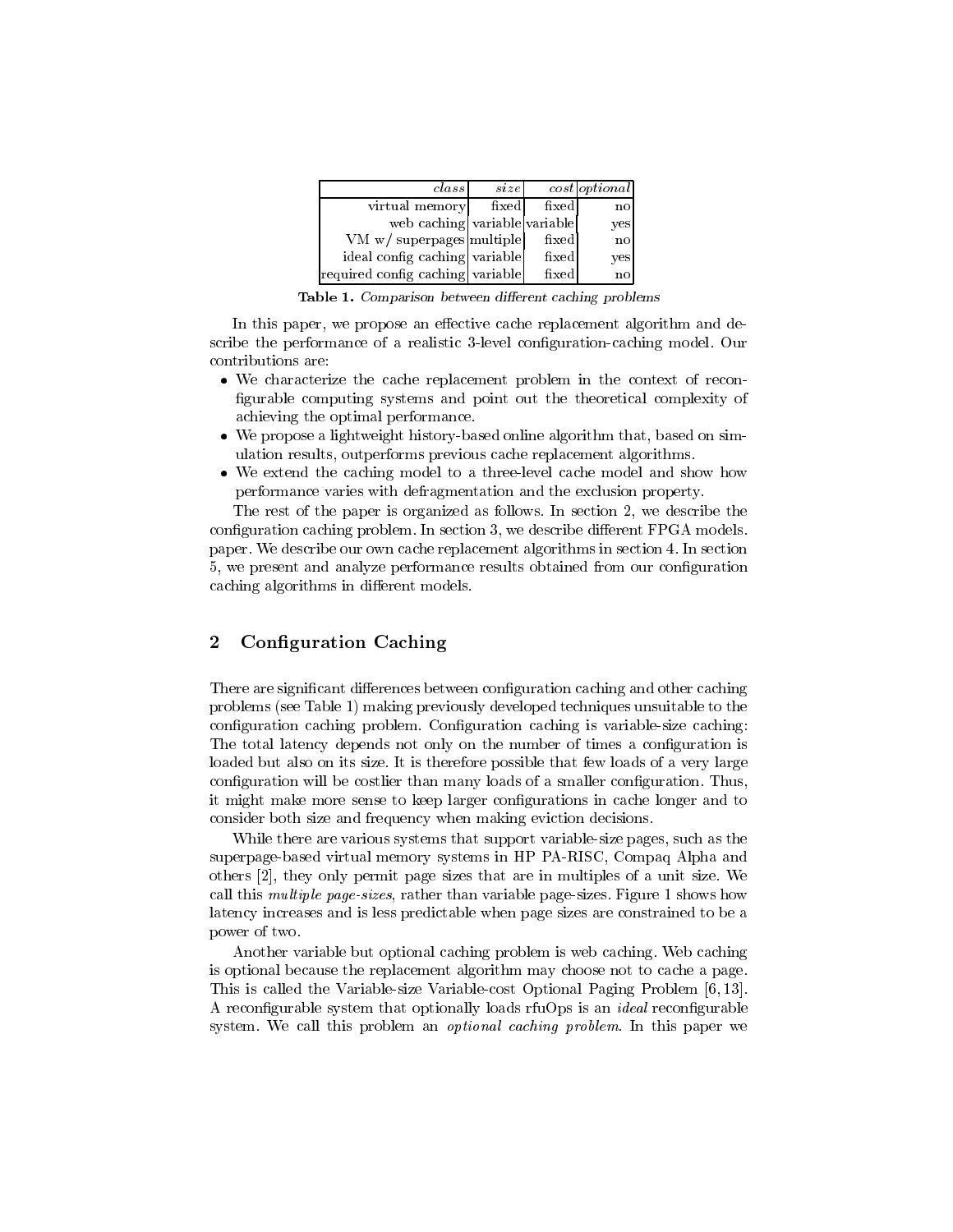| *class* | *size* | *cost* | *optional* |
|---|---|---|---|
| virtual memory | fixed | fixed | no |
| web caching | variable | variable | yes |
| VM w/ superpages | multiple | fixed | no |
| ideal config caching | variable | fixed | yes |
| required config caching | variable | fixed | no |

**Table 1.** *Comparison between different caching problems*

In this paper, we propose an effective cache replacement algorithm and describe the performance of a realistic 3-level configuration-caching model. Our contributions are:

- We characterize the cache replacement problem in the context of reconfigurable computing systems and point out the theoretical complexity of achieving the optimal performance.
- We propose a lightweight history-based online algorithm that, based on simulation results, outperforms previous cache replacement algorithms.
- We extend the caching model to a three-level cache model and show how performance varies with defragmentation and the exclusion property.

The rest of the paper is organized as follows. In section 2, we describe the configuration caching problem. In section 3, we describe different FPGA models. paper. We describe our own cache replacement algorithms in section 4. In section 5, we present and analyze performance results obtained from our configuration caching algorithms in different models.

## 2 Configuration Caching

There are significant differences between configuration caching and other caching problems (see Table 1) making previously developed techniques unsuitable to the configuration caching problem. Configuration caching is variable-size caching: The total latency depends not only on the number of times a configuration is loaded but also on its size. It is therefore possible that few loads of a very large configuration will be costlier than many loads of a smaller configuration. Thus, it might make more sense to keep larger configurations in cache longer and to consider both size and frequency when making eviction decisions.

While there are various systems that support variable-size pages, such as the superpage-based virtual memory systems in HP PA-RISC, Compaq Alpha and others [2], they only permit page sizes that are in multiples of a unit size. We call this *multiple page-sizes*, rather than variable page-sizes. Figure 1 shows how latency increases and is less predictable when page sizes are constrained to be a power of two.

Another variable but optional caching problem is web caching. Web caching is optional because the replacement algorithm may choose not to cache a page. This is called the Variable-size Variable-cost Optional Paging Problem [6, 13]. A reconfigurable system that optionally loads rfuOps is an *ideal* reconfigurable system. We call this problem an *optional caching problem*. In this paper we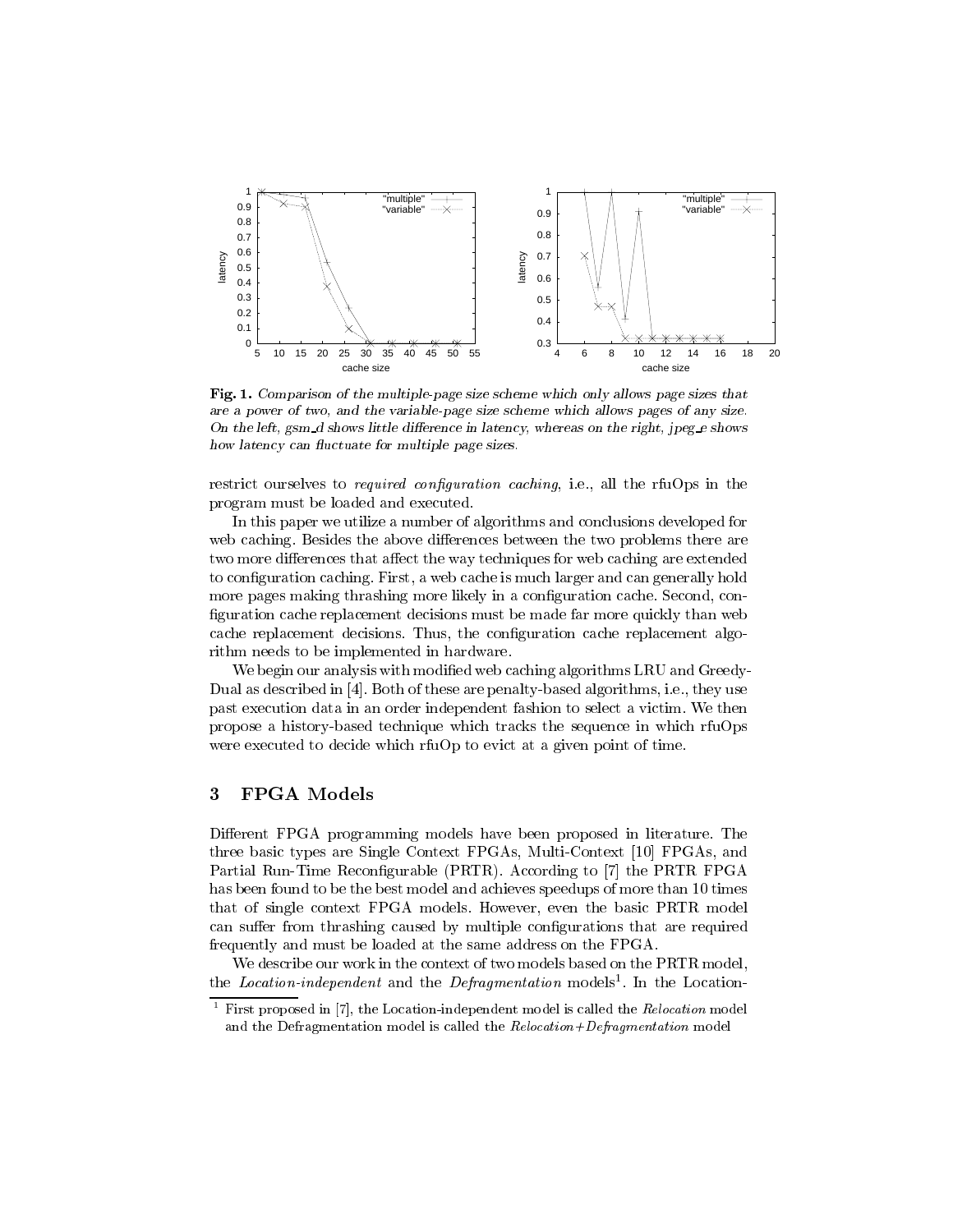**Fig. 1.** *Comparison of the multiple-page size scheme which only allows page sizes that are a power of two, and the variable-page size scheme which allows pages of any size. On the left, gsm_d shows little difference in latency, whereas on the right, jpeg_e shows how latency can fluctuate for multiple page sizes.*

restrict ourselves to *required configuration caching*, i.e., all the rfuOps in the program must be loaded and executed.

In this paper we utilize a number of algorithms and conclusions developed for web caching. Besides the above differences between the two problems there are two more differences that affect the way techniques for web caching are extended to configuration caching. First, a web cache is much larger and can generally hold more pages making thrashing more likely in a configuration cache. Second, configuration cache replacement decisions must be made far more quickly than web cache replacement decisions. Thus, the configuration cache replacement algorithm needs to be implemented in hardware.

We begin our analysis with modified web caching algorithms LRU and GreedyDual as described in [4]. Both of these are penalty-based algorithms, i.e., they use past execution data in an order independent fashion to select a victim. We then propose a history-based technique which tracks the sequence in which rfuOps were executed to decide which rfuOp to evict at a given point of time.

## 3 FPGA Models

Different FPGA programming models have been proposed in literature. The three basic types are Single Context FPGAs, Multi-Context [10] FPGAs, and Partial Run-Time Reconfigurable (PRTR). According to [7] the PRTR FPGA has been found to be the best model and achieves speedups of more than 10 times that of single context FPGA models. However, even the basic PRTR model can suffer from thrashing caused by multiple configurations that are required frequently and must be loaded at the same address on the FPGA.

We describe our work in the context of two models based on the PRTR model, the *Location-independent* and the *Defragmentation* models[1]. In the Location-

[1] First proposed in [7], the Location-independent model is called the *Relocation* model and the Defragmentation model is called the *Relocation+Defragmentation* model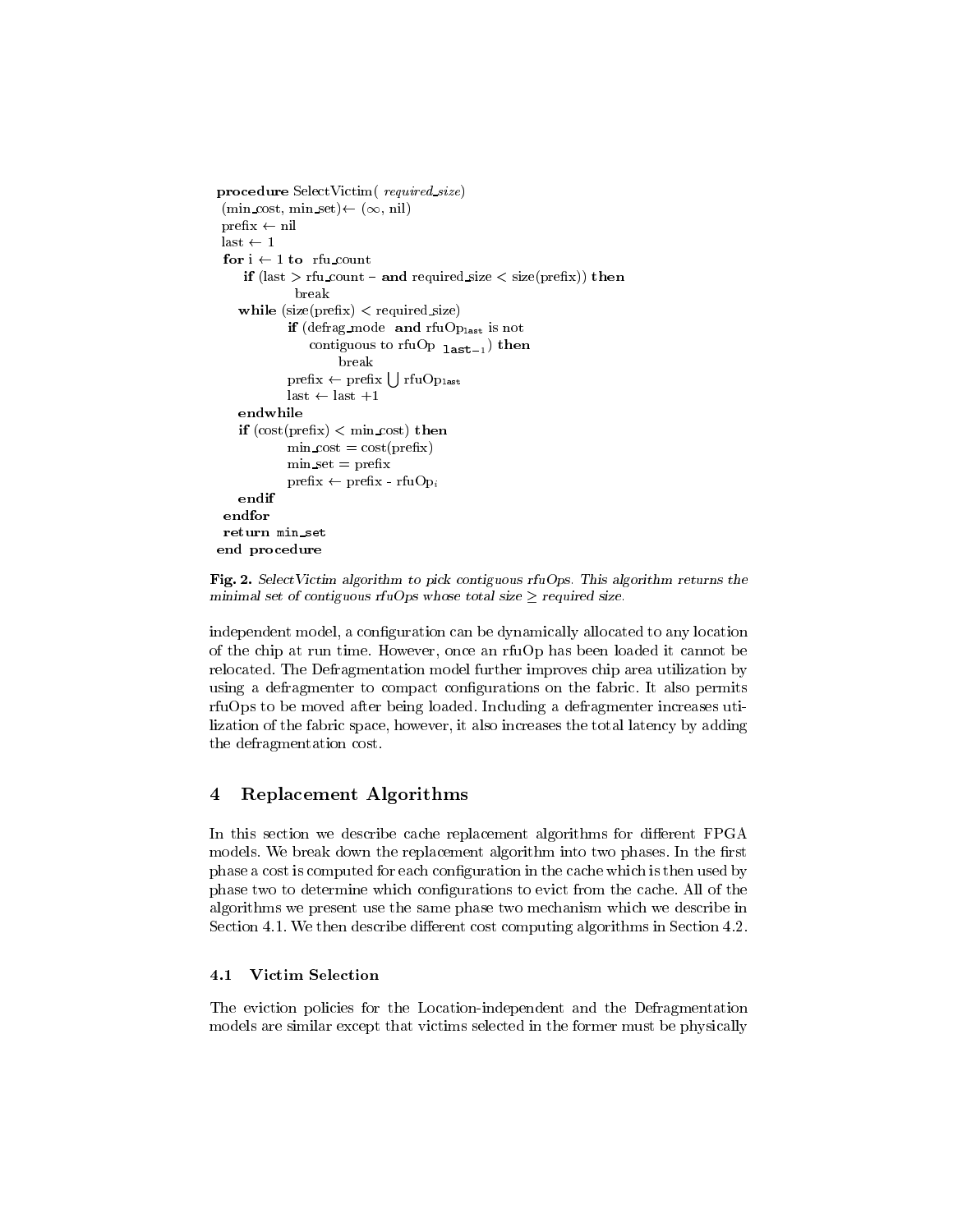```
procedure SelectVictim( required_size)
 (min_cost, min_set)← (∞, nil)
 prefix ← nil
 last ← 1
 for i ← 1 to  rfu_count
     if (last > rfu_count – and required_size < size(prefix)) then
             break
    while (size(prefix) < required_size)
            if (defrag_mode  and rfuOp_last is not
                 contiguous to rfuOp _last−1) then
                     break
            prefix ← prefix ⋃ rfuOp_last
            last ← last +1
    endwhile
    if (cost(prefix) < min_cost) then
            min_cost = cost(prefix)
            min_set = prefix
            prefix ← prefix - rfuOp_i
    endif
 endfor
 return min_set
end procedure
```

**Fig. 2.** *SelectVictim algorithm to pick contiguous rfuOps. This algorithm returns the minimal set of contiguous rfuOps whose total size ≥ required size.*

independent model, a configuration can be dynamically allocated to any location of the chip at run time. However, once an rfuOp has been loaded it cannot be relocated. The Defragmentation model further improves chip area utilization by using a defragmenter to compact configurations on the fabric. It also permits rfuOps to be moved after being loaded. Including a defragmenter increases utilization of the fabric space, however, it also increases the total latency by adding the defragmentation cost.

## 4 Replacement Algorithms

In this section we describe cache replacement algorithms for different FPGA models. We break down the replacement algorithm into two phases. In the first phase a cost is computed for each configuration in the cache which is then used by phase two to determine which configurations to evict from the cache. All of the algorithms we present use the same phase two mechanism which we describe in Section 4.1. We then describe different cost computing algorithms in Section 4.2.

### 4.1 Victim Selection

The eviction policies for the Location-independent and the Defragmentation models are similar except that victims selected in the former must be physically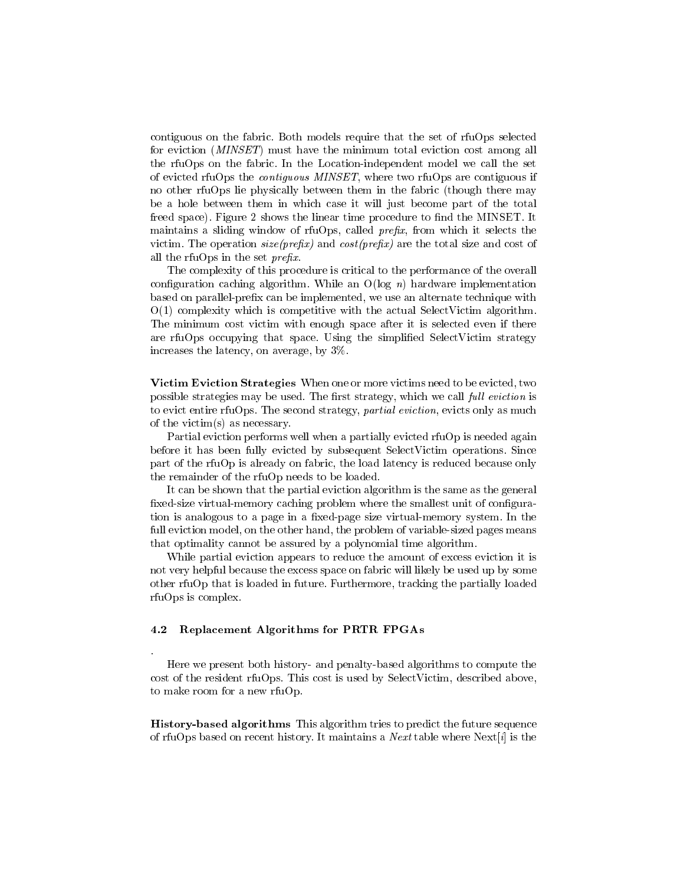contiguous on the fabric. Both models require that the set of rfuOps selected for eviction (*MINSET*) must have the minimum total eviction cost among all the rfuOps on the fabric. In the Location-independent model we call the set of evicted rfuOps the *contiguous MINSET*, where two rfuOps are contiguous if no other rfuOps lie physically between them in the fabric (though there may be a hole between them in which case it will just become part of the total freed space). Figure 2 shows the linear time procedure to find the MINSET. It maintains a sliding window of rfuOps, called *prefix*, from which it selects the victim. The operation *size(prefix)* and *cost(prefix)* are the total size and cost of all the rfuOps in the set *prefix*.

The complexity of this procedure is critical to the performance of the overall configuration caching algorithm. While an O(log $n$) hardware implementation based on parallel-prefix can be implemented, we use an alternate technique with O(1) complexity which is competitive with the actual SelectVictim algorithm. The minimum cost victim with enough space after it is selected even if there are rfuOps occupying that space. Using the simplified SelectVictim strategy increases the latency, on average, by 3%.

**Victim Eviction Strategies** When one or more victims need to be evicted, two possible strategies may be used. The first strategy, which we call *full eviction* is to evict entire rfuOps. The second strategy, *partial eviction*, evicts only as much of the victim(s) as necessary.

Partial eviction performs well when a partially evicted rfuOp is needed again before it has been fully evicted by subsequent SelectVictim operations. Since part of the rfuOp is already on fabric, the load latency is reduced because only the remainder of the rfuOp needs to be loaded.

It can be shown that the partial eviction algorithm is the same as the general fixed-size virtual-memory caching problem where the smallest unit of configuration is analogous to a page in a fixed-page size virtual-memory system. In the full eviction model, on the other hand, the problem of variable-sized pages means that optimality cannot be assured by a polynomial time algorithm.

While partial eviction appears to reduce the amount of excess eviction it is not very helpful because the excess space on fabric will likely be used up by some other rfuOp that is loaded in future. Furthermore, tracking the partially loaded rfuOps is complex.

### 4.2 Replacement Algorithms for PRTR FPGAs

.

Here we present both history- and penalty-based algorithms to compute the cost of the resident rfuOps. This cost is used by SelectVictim, described above, to make room for a new rfuOp.

**History-based algorithms** This algorithm tries to predict the future sequence of rfuOps based on recent history. It maintains a *Next* table where Next[$i$] is the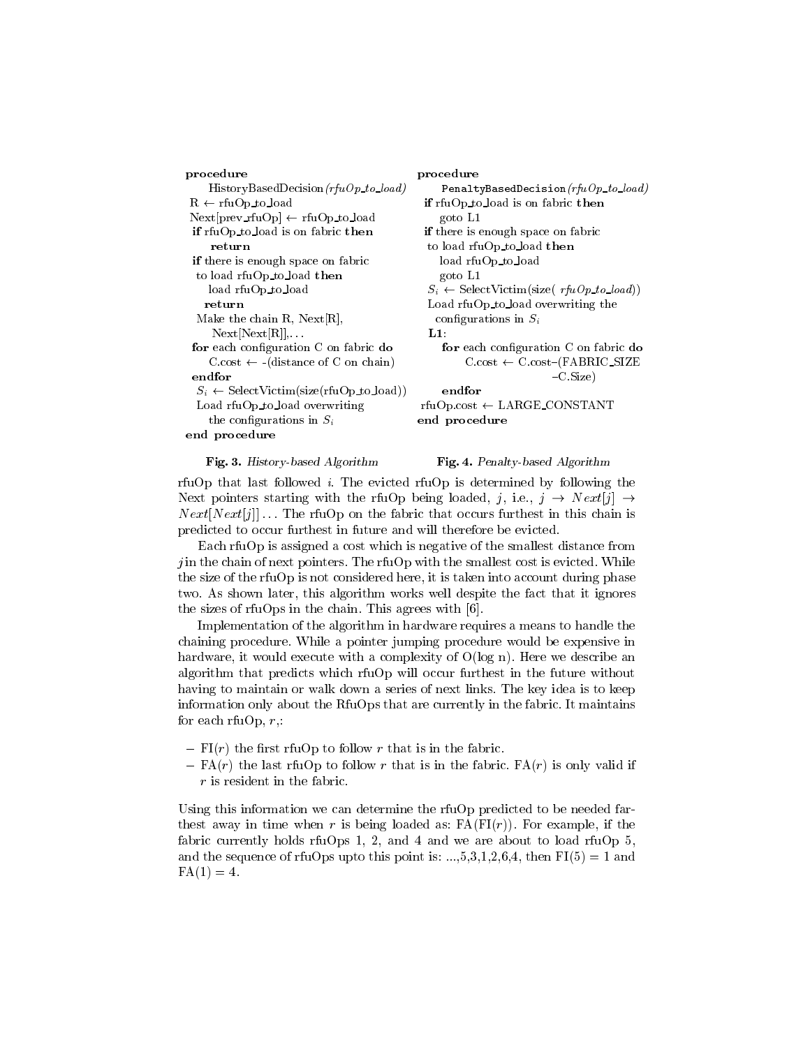```
procedure
    HistoryBasedDecision(rfuOp_to_load)
  R ← rfuOp_to_load
  Next[prev_rfuOp] ← rfuOp_to_load
  if rfuOp_to_load is on fabric then
      return
  if there is enough space on fabric
   to load rfuOp_to_load then
      load rfuOp_to_load
      return
  Make the chain R, Next[R],
      Next[Next[R]],...
  for each configuration C on fabric do
      C.cost ← -(distance of C on chain)
  endfor
  S_i ← SelectVictim(size(rfuOp_to_load))
  Load rfuOp_to_load overwriting
      the configurations in S_i
end procedure
```

**Fig. 3.** *History-based Algorithm*

```
procedure
    PenaltyBasedDecision(rfuOp_to_load)
  if rfuOp_to_load is on fabric then
      goto L1
  if there is enough space on fabric
   to load rfuOp_to_load then
      load rfuOp_to_load
      goto L1
  S_i ← SelectVictim(size( rfuOp_to_load))
  Load rfuOp_to_load overwriting the
    configurations in S_i
  L1:
      for each configuration C on fabric do
          C.cost ← C.cost−(FABRIC_SIZE
                              −C.Size)
      endfor
  rfuOp.cost ← LARGE_CONSTANT
end procedure
```

**Fig. 4.** *Penalty-based Algorithm*

rfuOp that last followed $i$. The evicted rfuOp is determined by following the Next pointers starting with the rfuOp being loaded, $j$, i.e., $j \rightarrow Next[j] \rightarrow Next[Next[j]] \ldots$ The rfuOp on the fabric that occurs furthest in this chain is predicted to occur furthest in future and will therefore be evicted.

Each rfuOp is assigned a cost which is negative of the smallest distance from $j$ in the chain of next pointers. The rfuOp with the smallest cost is evicted. While the size of the rfuOp is not considered here, it is taken into account during phase two. As shown later, this algorithm works well despite the fact that it ignores the sizes of rfuOps in the chain. This agrees with [6].

Implementation of the algorithm in hardware requires a means to handle the chaining procedure. While a pointer jumping procedure would be expensive in hardware, it would execute with a complexity of O(log n). Here we describe an algorithm that predicts which rfuOp will occur furthest in the future without having to maintain or walk down a series of next links. The key idea is to keep information only about the RfuOps that are currently in the fabric. It maintains for each rfuOp, $r$,:

- FI($r$) the first rfuOp to follow $r$ that is in the fabric.
- FA($r$) the last rfuOp to follow $r$ that is in the fabric. FA($r$) is only valid if $r$ is resident in the fabric.

Using this information we can determine the rfuOp predicted to be needed farthest away in time when $r$ is being loaded as: FA(FI($r$)). For example, if the fabric currently holds rfuOps 1, 2, and 4 and we are about to load rfuOp 5, and the sequence of rfuOps upto this point is: ...,5,3,1,2,6,4, then FI(5) = 1 and FA(1) = 4.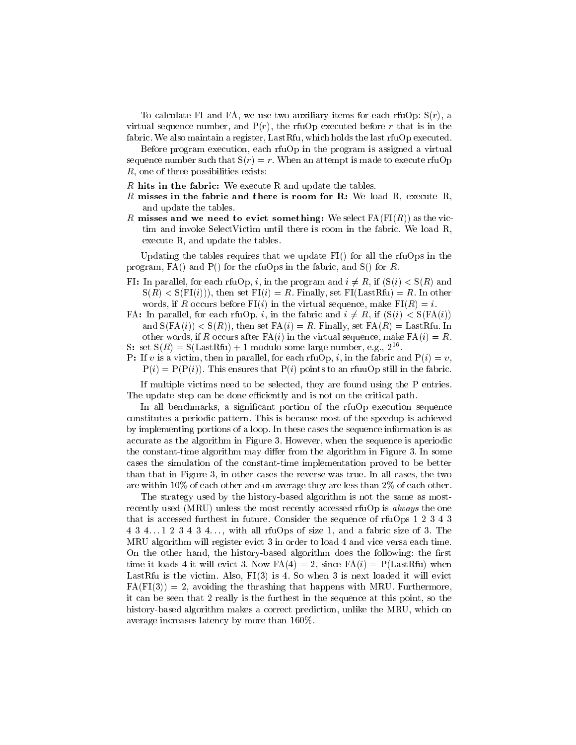To calculate FI and FA, we use two auxiliary items for each rfuOp: S($r$), a virtual sequence number, and P($r$), the rfuOp executed before $r$ that is in the fabric. We also maintain a register, LastRfu, which holds the last rfuOp executed.

Before program execution, each rfuOp in the program is assigned a virtual sequence number such that S($r$) = $r$. When an attempt is made to execute rfuOp $R$, one of three possibilities exists:

- $R$ **hits in the fabric:** We execute R and update the tables.
- $R$ **misses in the fabric and there is room for R:** We load R, execute R, and update the tables.
- $R$ **misses and we need to evict something:** We select FA(FI($R$)) as the victim and invoke SelectVictim until there is room in the fabric. We load R, execute R, and update the tables.

Updating the tables requires that we update FI() for all the rfuOps in the program, FA() and P() for the rfuOps in the fabric, and S() for $R$.

- **FI:** In parallel, for each rfuOp, $i$, in the program and $i \neq R$, if (S($i$) < S($R$) and S($R$) < S(FI($i$))), then set FI($i$) = $R$. Finally, set FI(LastRfu) = $R$. In other words, if $R$ occurs before FI($i$) in the virtual sequence, make FI($R$) = $i$.
- **FA:** In parallel, for each rfuOp, $i$, in the fabric and $i \neq R$, if (S($i$) < S(FA($i$)) and S(FA($i$)) < S($R$)), then set FA($i$) = $R$. Finally, set FA($R$) = LastRfu. In other words, if $R$ occurs after FA($i$) in the virtual sequence, make FA($i$) = $R$.
- **S:** set S($R$) = S(LastRfu) + 1 modulo some large number, e.g., $2^{16}$.
- **P:** If $v$ is a victim, then in parallel, for each rfuOp, $i$, in the fabric and P($i$) = $v$, P($i$) = P(P($i$)). This ensures that P($i$) points to an rfuuOp still in the fabric.

If multiple victims need to be selected, they are found using the P entries. The update step can be done efficiently and is not on the critical path.

In all benchmarks, a significant portion of the rfuOp execution sequence constitutes a periodic pattern. This is because most of the speedup is achieved by implementing portions of a loop. In these cases the sequence information is as accurate as the algorithm in Figure 3. However, when the sequence is aperiodic the constant-time algorithm may differ from the algorithm in Figure 3. In some cases the simulation of the constant-time implementation proved to be better than that in Figure 3, in other cases the reverse was true. In all cases, the two are within 10% of each other and on average they are less than 2% of each other.

The strategy used by the history-based algorithm is not the same as most-recently used (MRU) unless the most recently accessed rfuOp is *always* the one that is accessed furthest in future. Consider the sequence of rfuOps 1 2 3 4 3 4 3 4… 1 2 3 4 3 4…, with all rfuOps of size 1, and a fabric size of 3. The MRU algorithm will register evict 3 in order to load 4 and vice versa each time. On the other hand, the history-based algorithm does the following: the first time it loads 4 it will evict 3. Now FA(4) = 2, since FA($i$) = P(LastRfu) when LastRfu is the victim. Also, FI(3) is 4. So when 3 is next loaded it will evict FA(FI(3)) = 2, avoiding the thrashing that happens with MRU. Furthermore, it can be seen that 2 really is the furthest in the sequence at this point, so the history-based algorithm makes a correct prediction, unlike the MRU, which on average increases latency by more than 160%.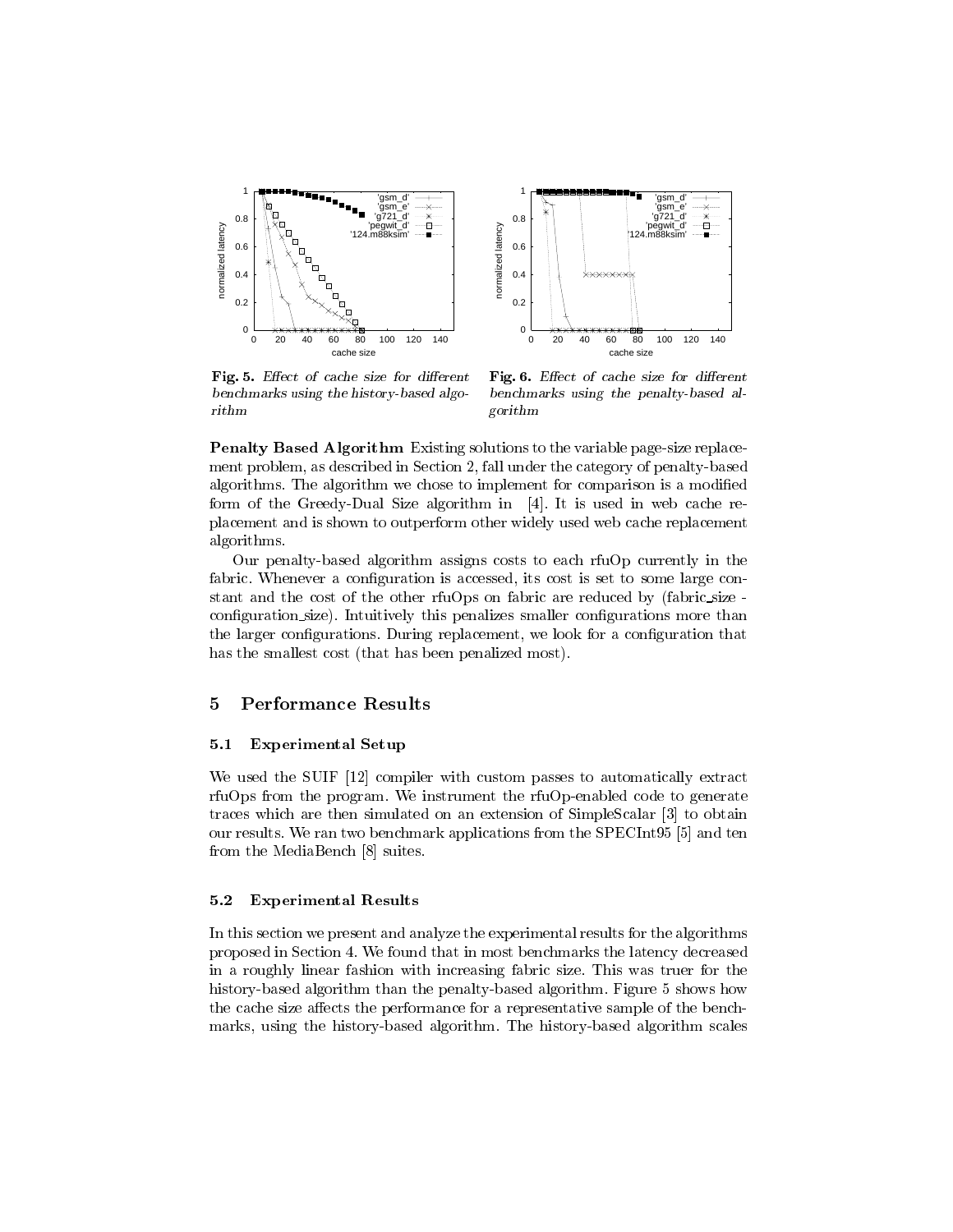**Fig. 5.** *Effect of cache size for different benchmarks using the history-based algorithm*

**Fig. 6.** *Effect of cache size for different benchmarks using the penalty-based algorithm*

**Penalty Based Algorithm** Existing solutions to the variable page-size replacement problem, as described in Section 2, fall under the category of penalty-based algorithms. The algorithm we chose to implement for comparison is a modified form of the Greedy-Dual Size algorithm in [4]. It is used in web cache replacement and is shown to outperform other widely used web cache replacement algorithms.

Our penalty-based algorithm assigns costs to each rfuOp currently in the fabric. Whenever a configuration is accessed, its cost is set to some large constant and the cost of the other rfuOps on fabric are reduced by (fabric_size - configuration_size). Intuitively this penalizes smaller configurations more than the larger configurations. During replacement, we look for a configuration that has the smallest cost (that has been penalized most).

## 5 Performance Results

### 5.1 Experimental Setup

We used the SUIF [12] compiler with custom passes to automatically extract rfuOps from the program. We instrument the rfuOp-enabled code to generate traces which are then simulated on an extension of SimpleScalar [3] to obtain our results. We ran two benchmark applications from the SPECInt95 [5] and ten from the MediaBench [8] suites.

### 5.2 Experimental Results

In this section we present and analyze the experimental results for the algorithms proposed in Section 4. We found that in most benchmarks the latency decreased in a roughly linear fashion with increasing fabric size. This was truer for the history-based algorithm than the penalty-based algorithm. Figure 5 shows how the cache size affects the performance for a representative sample of the benchmarks, using the history-based algorithm. The history-based algorithm scales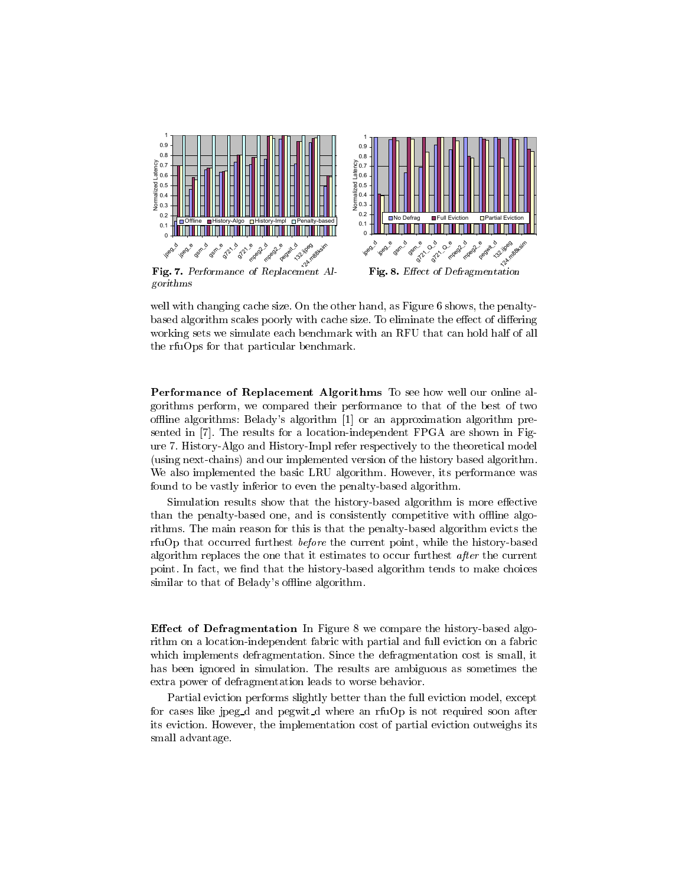1
0.9
0.8
0.7
0.6
0.5
0.4
0.3
0.2
0.1
0

Normalized Latency

Offline History-Algo History-Impl Penalty-based

jpeg_d jpeg_e gsm_d gsm_e g721_d g721_e mpeg2_d mpeg2_e pegwit_d 132.ijpeg 124.m88ksim

**Fig. 7.** *Performance of Replacement Algorithms*

1
0.9
0.8
0.7
0.6
0.5
0.4
0.3
0.2
0.1
0

Normalized Latency

No Defrag Full Eviction Partial Eviction

jpeg_d jpeg_e gsm_d gsm_e g721_Q_d g721_Q_e mpeg2_d mpeg2_e pegwit_d 132.ijpeg 124.m88ksim

**Fig. 8.** *Effect of Defragmentation*

well with changing cache size. On the other hand, as Figure 6 shows, the penalty-based algorithm scales poorly with cache size. To eliminate the effect of differing working sets we simulate each benchmark with an RFU that can hold half of all the rfuOps for that particular benchmark.

**Performance of Replacement Algorithms** To see how well our online algorithms perform, we compared their performance to that of the best of two offline algorithms: Belady's algorithm [1] or an approximation algorithm presented in [7]. The results for a location-independent FPGA are shown in Figure 7. History-Algo and History-Impl refer respectively to the theoretical model (using next-chains) and our implemented version of the history based algorithm. We also implemented the basic LRU algorithm. However, its performance was found to be vastly inferior to even the penalty-based algorithm.

Simulation results show that the history-based algorithm is more effective than the penalty-based one, and is consistently competitive with offline algorithms. The main reason for this is that the penalty-based algorithm evicts the rfuOp that occurred furthest *before* the current point, while the history-based algorithm replaces the one that it estimates to occur furthest *after* the current point. In fact, we find that the history-based algorithm tends to make choices similar to that of Belady's offline algorithm.

**Effect of Defragmentation** In Figure 8 we compare the history-based algorithm on a location-independent fabric with partial and full eviction on a fabric which implements defragmentation. Since the defragmentation cost is small, it has been ignored in simulation. The results are ambiguous as sometimes the extra power of defragmentation leads to worse behavior.

Partial eviction performs slightly better than the full eviction model, except for cases like jpeg_d and pegwit_d where an rfuOp is not required soon after its eviction. However, the implementation cost of partial eviction outweighs its small advantage.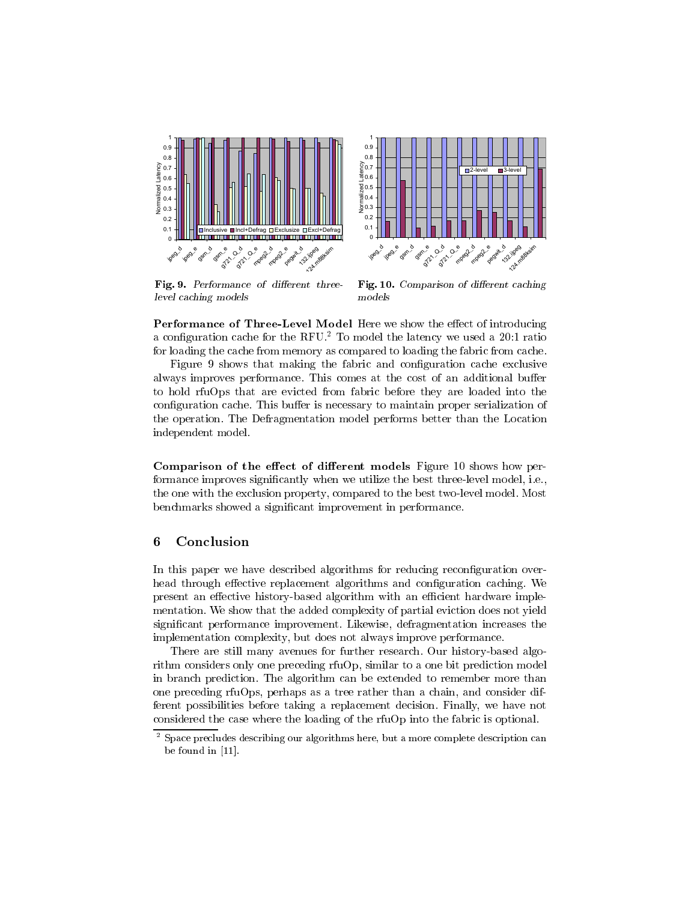**Fig. 9.** *Performance of different three-level caching models*

**Fig. 10.** *Comparison of different caching models*

**Performance of Three-Level Model** Here we show the effect of introducing a configuration cache for the RFU.[2] To model the latency we used a 20:1 ratio for loading the cache from memory as compared to loading the fabric from cache.

Figure 9 shows that making the fabric and configuration cache exclusive always improves performance. This comes at the cost of an additional buffer to hold rfuOps that are evicted from fabric before they are loaded into the configuration cache. This buffer is necessary to maintain proper serialization of the operation. The Defragmentation model performs better than the Location independent model.

**Comparison of the effect of different models** Figure 10 shows how performance improves significantly when we utilize the best three-level model, i.e., the one with the exclusion property, compared to the best two-level model. Most benchmarks showed a significant improvement in performance.

## 6 Conclusion

In this paper we have described algorithms for reducing reconfiguration overhead through effective replacement algorithms and configuration caching. We present an effective history-based algorithm with an efficient hardware implementation. We show that the added complexity of partial eviction does not yield significant performance improvement. Likewise, defragmentation increases the implementation complexity, but does not always improve performance.

There are still many avenues for further research. Our history-based algorithm considers only one preceding rfuOp, similar to a one bit prediction model in branch prediction. The algorithm can be extended to remember more than one preceding rfuOps, perhaps as a tree rather than a chain, and consider different possibilities before taking a replacement decision. Finally, we have not considered the case where the loading of the rfuOp into the fabric is optional.

---

[2] Space precludes describing our algorithms here, but a more complete description can be found in [11].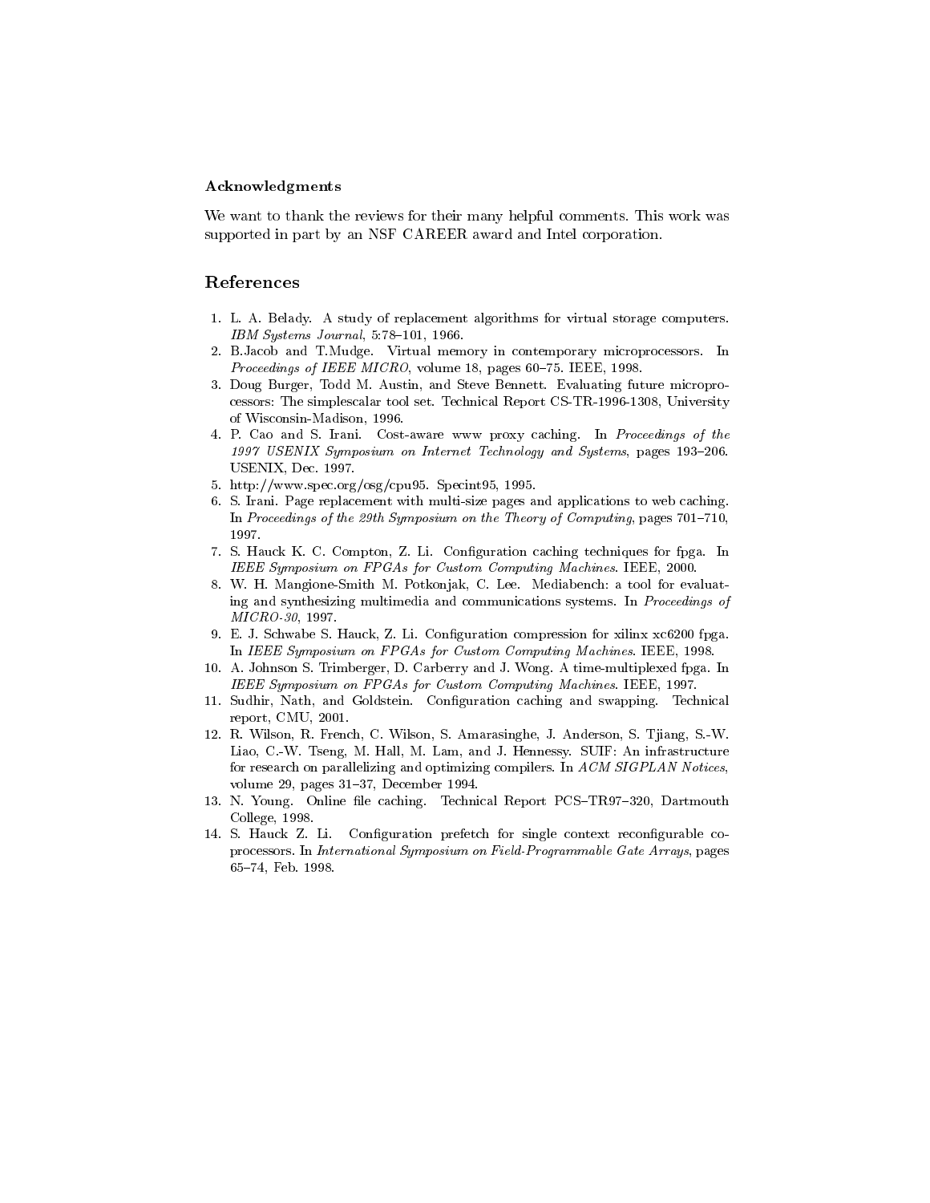### Acknowledgments

We want to thank the reviews for their many helpful comments. This work was supported in part by an NSF CAREER award and Intel corporation.

## References

1. L. A. Belady. A study of replacement algorithms for virtual storage computers. *IBM Systems Journal*, 5:78–101, 1966.
2. B.Jacob and T.Mudge. Virtual memory in contemporary microprocessors. In *Proceedings of IEEE MICRO*, volume 18, pages 60–75. IEEE, 1998.
3. Doug Burger, Todd M. Austin, and Steve Bennett. Evaluating future microprocessors: The simplescalar tool set. Technical Report CS-TR-1996-1308, University of Wisconsin-Madison, 1996.
4. P. Cao and S. Irani. Cost-aware www proxy caching. In *Proceedings of the 1997 USENIX Symposium on Internet Technology and Systems*, pages 193–206. USENIX, Dec. 1997.
5. http://www.spec.org/osg/cpu95. Specint95, 1995.
6. S. Irani. Page replacement with multi-size pages and applications to web caching. In *Proceedings of the 29th Symposium on the Theory of Computing*, pages 701–710, 1997.
7. S. Hauck K. C. Compton, Z. Li. Configuration caching techniques for fpga. In *IEEE Symposium on FPGAs for Custom Computing Machines*. IEEE, 2000.
8. W. H. Mangione-Smith M. Potkonjak, C. Lee. Mediabench: a tool for evaluating and synthesizing multimedia and communications systems. In *Proceedings of MICRO-30*, 1997.
9. E. J. Schwabe S. Hauck, Z. Li. Configuration compression for xilinx xc6200 fpga. In *IEEE Symposium on FPGAs for Custom Computing Machines*. IEEE, 1998.
10. A. Johnson S. Trimberger, D. Carberry and J. Wong. A time-multiplexed fpga. In *IEEE Symposium on FPGAs for Custom Computing Machines*. IEEE, 1997.
11. Sudhir, Nath, and Goldstein. Configuration caching and swapping. Technical report, CMU, 2001.
12. R. Wilson, R. French, C. Wilson, S. Amarasinghe, J. Anderson, S. Tjiang, S.-W. Liao, C.-W. Tseng, M. Hall, M. Lam, and J. Hennessy. SUIF: An infrastructure for research on parallelizing and optimizing compilers. In *ACM SIGPLAN Notices*, volume 29, pages 31–37, December 1994.
13. N. Young. Online file caching. Technical Report PCS–TR97–320, Dartmouth College, 1998.
14. S. Hauck Z. Li. Configuration prefetch for single context reconfigurable coprocessors. In *International Symposium on Field-Programmable Gate Arrays*, pages 65–74, Feb. 1998.